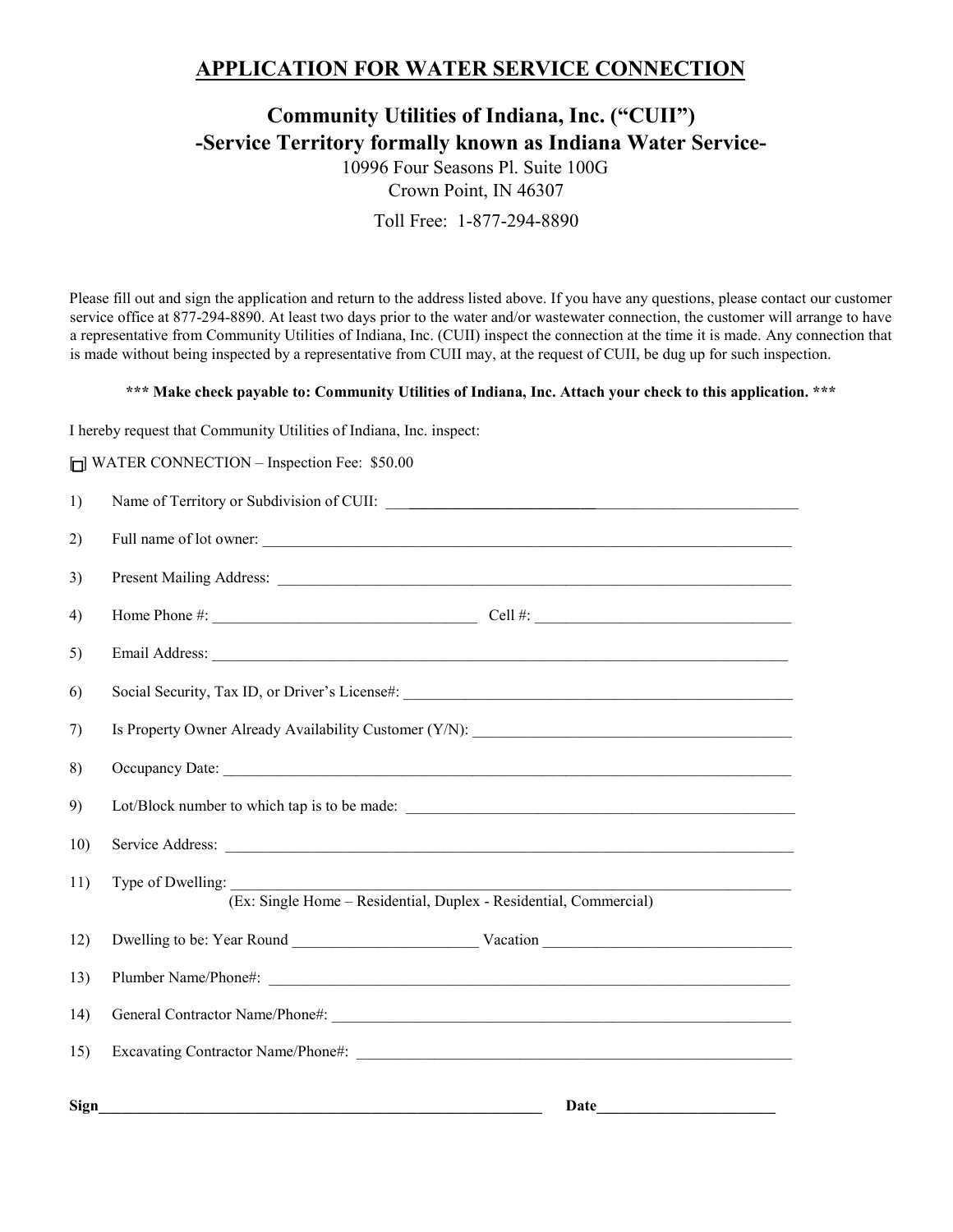## APPLICATION FOR WATER SERVICE CONNECTION

### Community Utilities of Indiana, Inc. ("CUII")
### -Service Territory formally known as Indiana Water Service-

10996 Four Seasons Pl. Suite 100G
Crown Point, IN 46307

Toll Free: 1-877-294-8890

Please fill out and sign the application and return to the address listed above. If you have any questions, please contact our customer service office at 877-294-8890. At least two days prior to the water and/or wastewater connection, the customer will arrange to have a representative from Community Utilities of Indiana, Inc. (CUII) inspect the connection at the time it is made. Any connection that is made without being inspected by a representative from CUII may, at the request of CUII, be dug up for such inspection.

**\*\*\* Make check payable to: Community Utilities of Indiana, Inc. Attach your check to this application. \*\*\***

I hereby request that Community Utilities of Indiana, Inc. inspect:

☐ WATER CONNECTION – Inspection Fee: $50.00

1) Name of Territory or Subdivision of CUII: ______________________________

2) Full name of lot owner: ______________________________

3) Present Mailing Address: ______________________________

4) Home Phone #: ______________________ Cell #: ______________________

5) Email Address: ______________________________

6) Social Security, Tax ID, or Driver's License#: ______________________________

7) Is Property Owner Already Availability Customer (Y/N): ______________________________

8) Occupancy Date: ______________________________

9) Lot/Block number to which tap is to be made: ______________________________

10) Service Address: ______________________________

11) Type of Dwelling: ______________________________
(Ex: Single Home – Residential, Duplex - Residential, Commercial)

12) Dwelling to be: Year Round ______________________ Vacation ______________________

13) Plumber Name/Phone#: ______________________________

14) General Contractor Name/Phone#: ______________________________

15) Excavating Contractor Name/Phone#: ______________________________

**Sign**______________________________ **Date**______________________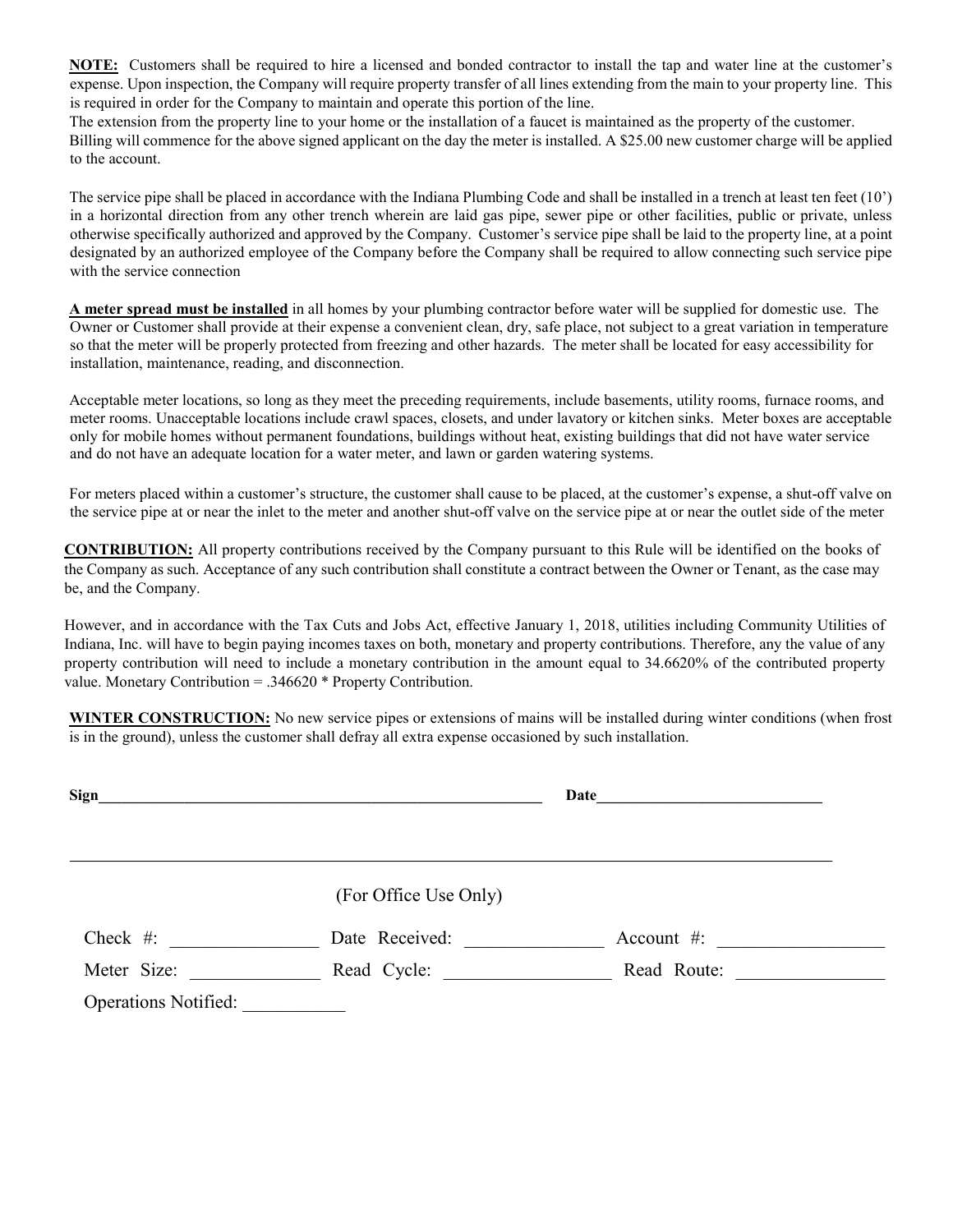**NOTE:** Customers shall be required to hire a licensed and bonded contractor to install the tap and water line at the customer's expense. Upon inspection, the Company will require property transfer of all lines extending from the main to your property line. This is required in order for the Company to maintain and operate this portion of the line.
The extension from the property line to your home or the installation of a faucet is maintained as the property of the customer.
Billing will commence for the above signed applicant on the day the meter is installed. A $25.00 new customer charge will be applied to the account.

The service pipe shall be placed in accordance with the Indiana Plumbing Code and shall be installed in a trench at least ten feet (10') in a horizontal direction from any other trench wherein are laid gas pipe, sewer pipe or other facilities, public or private, unless otherwise specifically authorized and approved by the Company. Customer's service pipe shall be laid to the property line, at a point designated by an authorized employee of the Company before the Company shall be required to allow connecting such service pipe with the service connection

**A meter spread must be installed** in all homes by your plumbing contractor before water will be supplied for domestic use. The Owner or Customer shall provide at their expense a convenient clean, dry, safe place, not subject to a great variation in temperature so that the meter will be properly protected from freezing and other hazards. The meter shall be located for easy accessibility for installation, maintenance, reading, and disconnection.

Acceptable meter locations, so long as they meet the preceding requirements, include basements, utility rooms, furnace rooms, and meter rooms. Unacceptable locations include crawl spaces, closets, and under lavatory or kitchen sinks. Meter boxes are acceptable only for mobile homes without permanent foundations, buildings without heat, existing buildings that did not have water service and do not have an adequate location for a water meter, and lawn or garden watering systems.

For meters placed within a customer's structure, the customer shall cause to be placed, at the customer's expense, a shut-off valve on the service pipe at or near the inlet to the meter and another shut-off valve on the service pipe at or near the outlet side of the meter

**CONTRIBUTION:** All property contributions received by the Company pursuant to this Rule will be identified on the books of the Company as such. Acceptance of any such contribution shall constitute a contract between the Owner or Tenant, as the case may be, and the Company.

However, and in accordance with the Tax Cuts and Jobs Act, effective January 1, 2018, utilities including Community Utilities of Indiana, Inc. will have to begin paying incomes taxes on both, monetary and property contributions. Therefore, any the value of any property contribution will need to include a monetary contribution in the amount equal to 34.6620% of the contributed property value. Monetary Contribution = .346620 * Property Contribution.

**WINTER CONSTRUCTION:** No new service pipes or extensions of mains will be installed during winter conditions (when frost is in the ground), unless the customer shall defray all extra expense occasioned by such installation.

**Sign**_______________________________________________ **Date**_________________________

(For Office Use Only)

Check #: ______________ Date Received: ______________ Account #: ________________

Meter Size: ______________ Read Cycle: ________________ Read Route: ______________

Operations Notified: ___________